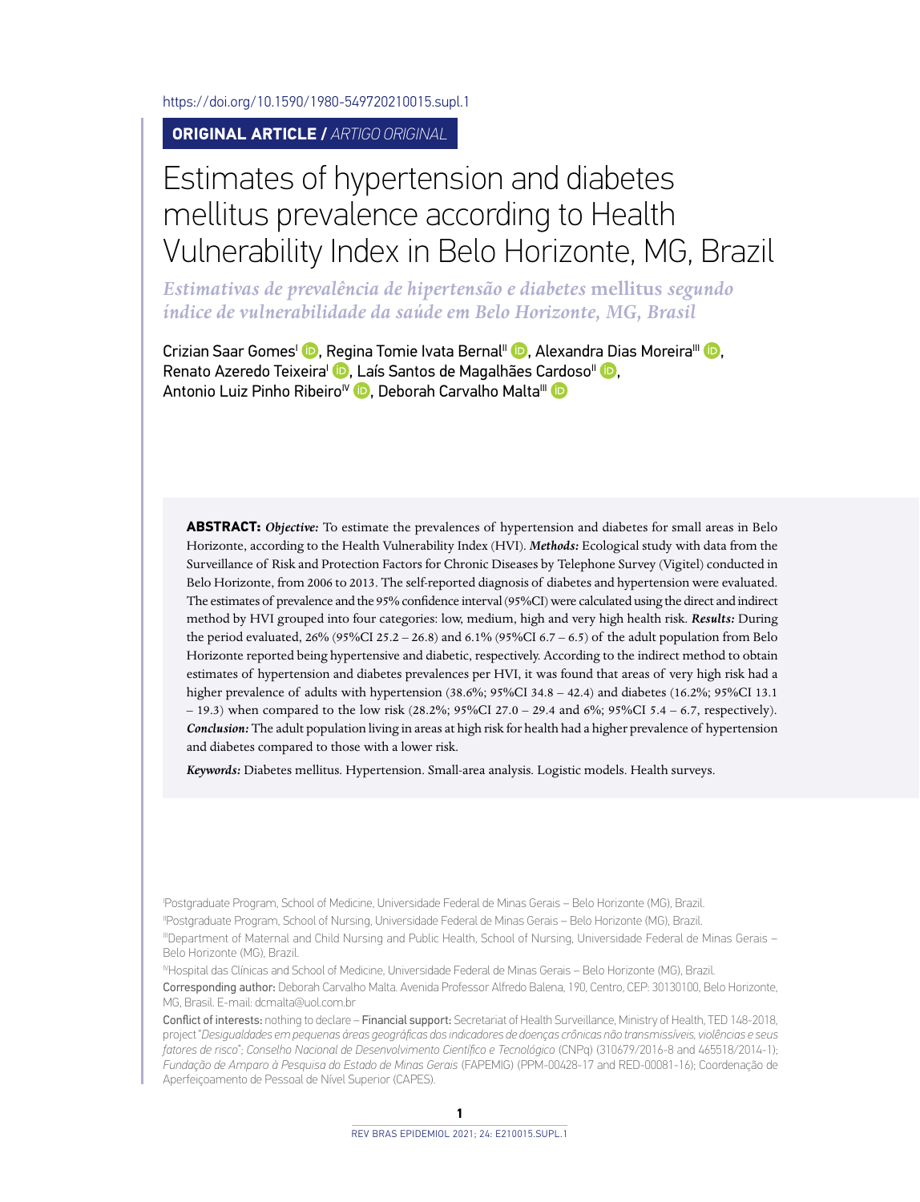https://doi.org/10.1590/1980-549720210015.supl.1

**ORIGINAL ARTICLE /** *ARTIGO ORIGINAL*

# Estimates of hypertension and diabetes mellitus prevalence according to Health Vulnerability Index in Belo Horizonte, MG, Brazil

## *Estimativas de prevalência de hipertensão e diabetes* mellitus *segundo índice de vulnerabilidade da saúde em Belo Horizonte, MG, Brasil*

Crizian Saar Gomes[I], Regina Tomie Ivata Bernal[II], Alexandra Dias Moreira[III], Renato Azeredo Teixeira[I], Laís Santos de Magalhães Cardoso[II], Antonio Luiz Pinho Ribeiro[IV], Deborah Carvalho Malta[III]

**ABSTRACT:** ***Objective:*** To estimate the prevalences of hypertension and diabetes for small areas in Belo Horizonte, according to the Health Vulnerability Index (HVI). ***Methods:*** Ecological study with data from the Surveillance of Risk and Protection Factors for Chronic Diseases by Telephone Survey (Vigitel) conducted in Belo Horizonte, from 2006 to 2013. The self-reported diagnosis of diabetes and hypertension were evaluated. The estimates of prevalence and the 95% confidence interval (95%CI) were calculated using the direct and indirect method by HVI grouped into four categories: low, medium, high and very high health risk. ***Results:*** During the period evaluated, 26% (95%CI 25.2 – 26.8) and 6.1% (95%CI 6.7 – 6.5) of the adult population from Belo Horizonte reported being hypertensive and diabetic, respectively. According to the indirect method to obtain estimates of hypertension and diabetes prevalences per HVI, it was found that areas of very high risk had a higher prevalence of adults with hypertension (38.6%; 95%CI 34.8 – 42.4) and diabetes (16.2%; 95%CI 13.1 – 19.3) when compared to the low risk (28.2%; 95%CI 27.0 – 29.4 and 6%; 95%CI 5.4 – 6.7, respectively). ***Conclusion:*** The adult population living in areas at high risk for health had a higher prevalence of hypertension and diabetes compared to those with a lower risk.

***Keywords:*** Diabetes mellitus. Hypertension. Small-area analysis. Logistic models. Health surveys.

[I]Postgraduate Program, School of Medicine, Universidade Federal de Minas Gerais – Belo Horizonte (MG), Brazil.

[II]Postgraduate Program, School of Nursing, Universidade Federal de Minas Gerais – Belo Horizonte (MG), Brazil.

[III]Department of Maternal and Child Nursing and Public Health, School of Nursing, Universidade Federal de Minas Gerais – Belo Horizonte (MG), Brazil.

[IV]Hospital das Clínicas and School of Medicine, Universidade Federal de Minas Gerais – Belo Horizonte (MG), Brazil.

Corresponding author: Deborah Carvalho Malta. Avenida Professor Alfredo Balena, 190, Centro, CEP: 30130100, Belo Horizonte, MG, Brasil. E-mail: dcmalta@uol.com.br

Conflict of interests: nothing to declare – Financial support: Secretariat of Health Surveillance, Ministry of Health, TED 148-2018, project "*Desigualdades em pequenas áreas geográficas dos indicadores de doenças crônicas não transmissíveis, violências e seus fatores de risco*"; *Conselho Nacional de Desenvolvimento Científico e Tecnológico* (CNPq) (310679/2016-8 and 465518/2014-1); *Fundação de Amparo à Pesquisa do Estado de Minas Gerais* (FAPEMIG) (PPM-00428-17 and RED-00081-16); Coordenação de Aperfeiçoamento de Pessoal de Nível Superior (CAPES).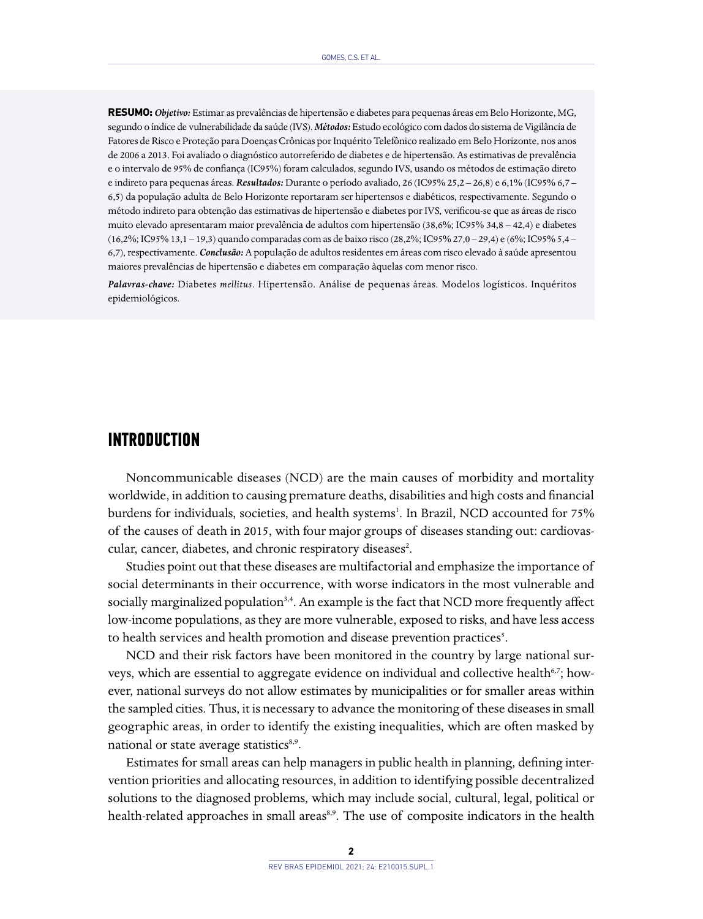**RESUMO:** ***Objetivo:*** Estimar as prevalências de hipertensão e diabetes para pequenas áreas em Belo Horizonte, MG, segundo o índice de vulnerabilidade da saúde (IVS). ***Métodos:*** Estudo ecológico com dados do sistema de Vigilância de Fatores de Risco e Proteção para Doenças Crônicas por Inquérito Telefônico realizado em Belo Horizonte, nos anos de 2006 a 2013. Foi avaliado o diagnóstico autorreferido de diabetes e de hipertensão. As estimativas de prevalência e o intervalo de 95% de confiança (IC95%) foram calculados, segundo IVS, usando os métodos de estimação direto e indireto para pequenas áreas. ***Resultados:*** Durante o período avaliado, 26 (IC95% 25,2 – 26,8) e 6,1% (IC95% 6,7 – 6,5) da população adulta de Belo Horizonte reportaram ser hipertensos e diabéticos, respectivamente. Segundo o método indireto para obtenção das estimativas de hipertensão e diabetes por IVS, verificou-se que as áreas de risco muito elevado apresentaram maior prevalência de adultos com hipertensão (38,6%; IC95% 34,8 – 42,4) e diabetes (16,2%; IC95% 13,1 – 19,3) quando comparadas com as de baixo risco (28,2%; IC95% 27,0 – 29,4) e (6%; IC95% 5,4 – 6,7), respectivamente. ***Conclusão:*** A população de adultos residentes em áreas com risco elevado à saúde apresentou maiores prevalências de hipertensão e diabetes em comparação àquelas com menor risco.

***Palavras-chave:*** Diabetes *mellitus*. Hipertensão. Análise de pequenas áreas. Modelos logísticos. Inquéritos epidemiológicos.

# INTRODUCTION

Noncommunicable diseases (NCD) are the main causes of morbidity and mortality worldwide, in addition to causing premature deaths, disabilities and high costs and financial burdens for individuals, societies, and health systems[1]. In Brazil, NCD accounted for 75% of the causes of death in 2015, with four major groups of diseases standing out: cardiovascular, cancer, diabetes, and chronic respiratory diseases[2].

Studies point out that these diseases are multifactorial and emphasize the importance of social determinants in their occurrence, with worse indicators in the most vulnerable and socially marginalized population[3,4]. An example is the fact that NCD more frequently affect low-income populations, as they are more vulnerable, exposed to risks, and have less access to health services and health promotion and disease prevention practices[5].

NCD and their risk factors have been monitored in the country by large national surveys, which are essential to aggregate evidence on individual and collective health[6,7]; however, national surveys do not allow estimates by municipalities or for smaller areas within the sampled cities. Thus, it is necessary to advance the monitoring of these diseases in small geographic areas, in order to identify the existing inequalities, which are often masked by national or state average statistics[8,9].

Estimates for small areas can help managers in public health in planning, defining intervention priorities and allocating resources, in addition to identifying possible decentralized solutions to the diagnosed problems, which may include social, cultural, legal, political or health-related approaches in small areas[8,9]. The use of composite indicators in the health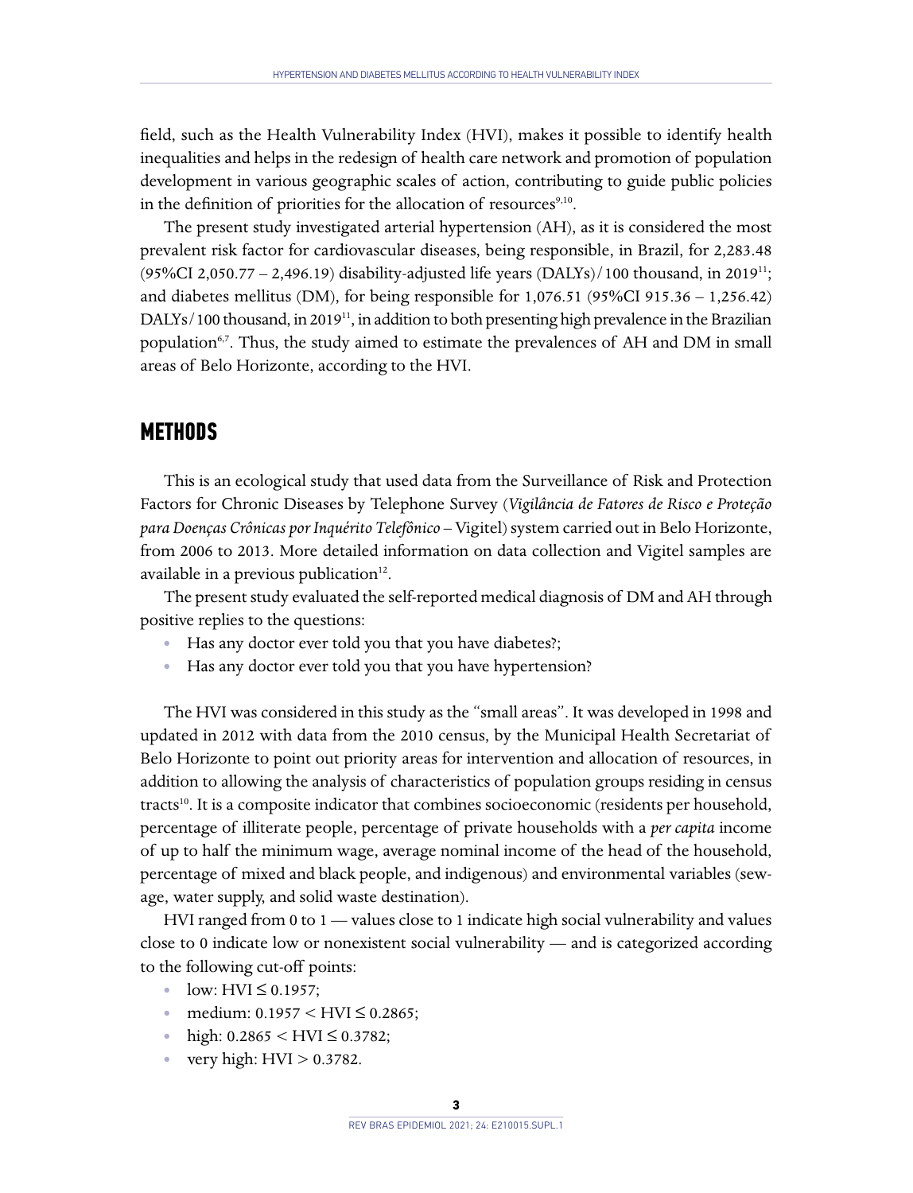field, such as the Health Vulnerability Index (HVI), makes it possible to identify health inequalities and helps in the redesign of health care network and promotion of population development in various geographic scales of action, contributing to guide public policies in the definition of priorities for the allocation of resources[9,10].

The present study investigated arterial hypertension (AH), as it is considered the most prevalent risk factor for cardiovascular diseases, being responsible, in Brazil, for 2,283.48 (95%CI 2,050.77 – 2,496.19) disability-adjusted life years (DALYs)/100 thousand, in 2019[11]; and diabetes mellitus (DM), for being responsible for 1,076.51 (95%CI 915.36 – 1,256.42) DALYs/100 thousand, in 2019[11], in addition to both presenting high prevalence in the Brazilian population[6,7]. Thus, the study aimed to estimate the prevalences of AH and DM in small areas of Belo Horizonte, according to the HVI.

## METHODS

This is an ecological study that used data from the Surveillance of Risk and Protection Factors for Chronic Diseases by Telephone Survey (*Vigilância de Fatores de Risco e Proteção para Doenças Crônicas por Inquérito Telefônico* – Vigitel) system carried out in Belo Horizonte, from 2006 to 2013. More detailed information on data collection and Vigitel samples are available in a previous publication[12].

The present study evaluated the self-reported medical diagnosis of DM and AH through positive replies to the questions:

- Has any doctor ever told you that you have diabetes?;
- Has any doctor ever told you that you have hypertension?

The HVI was considered in this study as the "small areas". It was developed in 1998 and updated in 2012 with data from the 2010 census, by the Municipal Health Secretariat of Belo Horizonte to point out priority areas for intervention and allocation of resources, in addition to allowing the analysis of characteristics of population groups residing in census tracts[10]. It is a composite indicator that combines socioeconomic (residents per household, percentage of illiterate people, percentage of private households with a *per capita* income of up to half the minimum wage, average nominal income of the head of the household, percentage of mixed and black people, and indigenous) and environmental variables (sewage, water supply, and solid waste destination).

HVI ranged from 0 to 1 — values close to 1 indicate high social vulnerability and values close to 0 indicate low or nonexistent social vulnerability — and is categorized according to the following cut-off points:

- low: HVI $\leq$ 0.1957;
- medium: 0.1957 $<$ HVI $\leq$ 0.2865;
- high: 0.2865 $<$ HVI $\leq$ 0.3782;
- very high: HVI $>$ 0.3782.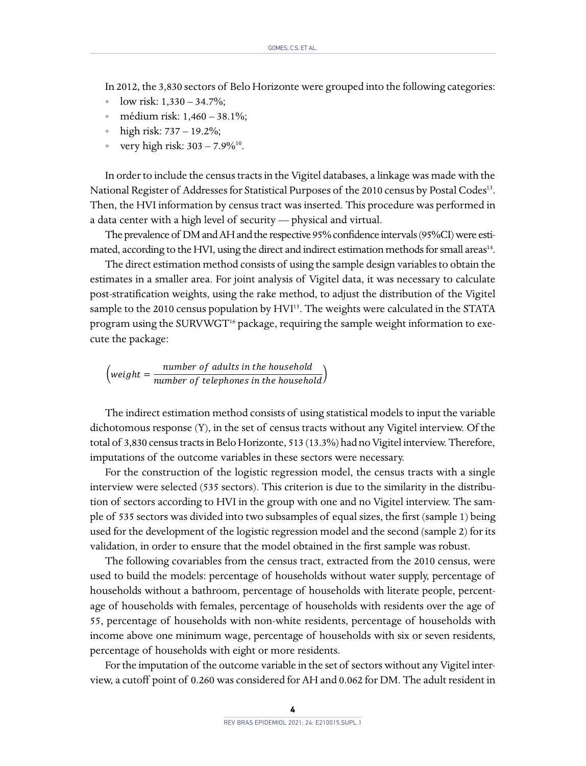In 2012, the 3,830 sectors of Belo Horizonte were grouped into the following categories:

- low risk: 1,330 – 34.7%;
- médium risk: 1,460 – 38.1%;
- high risk: 737 – 19.2%;
- very high risk: 303 – 7.9%[10].

In order to include the census tracts in the Vigitel databases, a linkage was made with the National Register of Addresses for Statistical Purposes of the 2010 census by Postal Codes[13]. Then, the HVI information by census tract was inserted. This procedure was performed in a data center with a high level of security — physical and virtual.

The prevalence of DM and AH and the respective 95% confidence intervals (95%CI) were estimated, according to the HVI, using the direct and indirect estimation methods for small areas[14].

The direct estimation method consists of using the sample design variables to obtain the estimates in a smaller area. For joint analysis of Vigitel data, it was necessary to calculate post-stratification weights, using the rake method, to adjust the distribution of the Vigitel sample to the 2010 census population by HVI[15]. The weights were calculated in the STATA program using the SURVWGT[16] package, requiring the sample weight information to execute the package:

$$\left(weight = \frac{number\ of\ adults\ in\ the\ household}{number\ of\ telephones\ in\ the\ household}\right)$$

The indirect estimation method consists of using statistical models to input the variable dichotomous response (Y), in the set of census tracts without any Vigitel interview. Of the total of 3,830 census tracts in Belo Horizonte, 513 (13.3%) had no Vigitel interview. Therefore, imputations of the outcome variables in these sectors were necessary.

For the construction of the logistic regression model, the census tracts with a single interview were selected (535 sectors). This criterion is due to the similarity in the distribution of sectors according to HVI in the group with one and no Vigitel interview. The sample of 535 sectors was divided into two subsamples of equal sizes, the first (sample 1) being used for the development of the logistic regression model and the second (sample 2) for its validation, in order to ensure that the model obtained in the first sample was robust.

The following covariables from the census tract, extracted from the 2010 census, were used to build the models: percentage of households without water supply, percentage of households without a bathroom, percentage of households with literate people, percentage of households with females, percentage of households with residents over the age of 55, percentage of households with non-white residents, percentage of households with income above one minimum wage, percentage of households with six or seven residents, percentage of households with eight or more residents.

For the imputation of the outcome variable in the set of sectors without any Vigitel interview, a cutoff point of 0.260 was considered for AH and 0.062 for DM. The adult resident in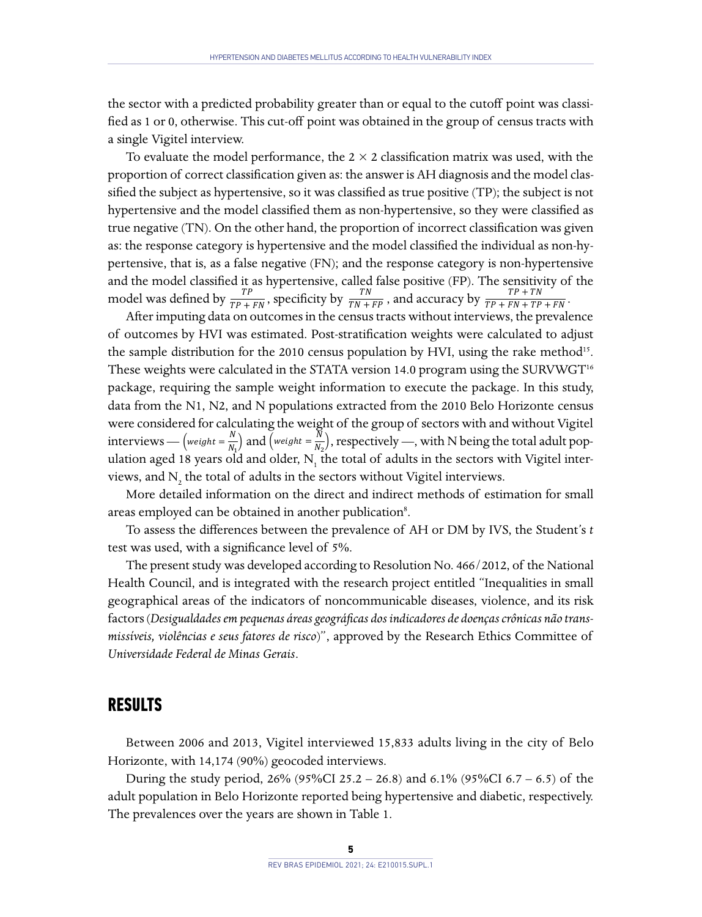the sector with a predicted probability greater than or equal to the cutoff point was classified as 1 or 0, otherwise. This cut-off point was obtained in the group of census tracts with a single Vigitel interview.

To evaluate the model performance, the 2 × 2 classification matrix was used, with the proportion of correct classification given as: the answer is AH diagnosis and the model classified the subject as hypertensive, so it was classified as true positive (TP); the subject is not hypertensive and the model classified them as non-hypertensive, so they were classified as true negative (TN). On the other hand, the proportion of incorrect classification was given as: the response category is hypertensive and the model classified the individual as non-hypertensive, that is, as a false negative (FN); and the response category is non-hypertensive and the model classified it as hypertensive, called false positive (FP). The sensitivity of the model was defined by $\frac{TP}{TP + FN}$, specificity by $\frac{TN}{TN + FP}$, and accuracy by $\frac{TP + TN}{TP + FN + TP + FN}$.

After imputing data on outcomes in the census tracts without interviews, the prevalence of outcomes by HVI was estimated. Post-stratification weights were calculated to adjust the sample distribution for the 2010 census population by HVI, using the rake method[15]. These weights were calculated in the STATA version 14.0 program using the SURVWGT[16] package, requiring the sample weight information to execute the package. In this study, data from the N1, N2, and N populations extracted from the 2010 Belo Horizonte census were considered for calculating the weight of the group of sectors with and without Vigitel interviews — $\left(weight = \frac{N}{N_1}\right)$ and $\left(weight = \frac{N}{N_2}\right)$, respectively —, with N being the total adult population aged 18 years old and older, $N_1$ the total of adults in the sectors with Vigitel interviews, and $N_2$ the total of adults in the sectors without Vigitel interviews.

More detailed information on the direct and indirect methods of estimation for small areas employed can be obtained in another publication[8].

To assess the differences between the prevalence of AH or DM by IVS, the Student's *t* test was used, with a significance level of 5%.

The present study was developed according to Resolution No. 466/2012, of the National Health Council, and is integrated with the research project entitled "Inequalities in small geographical areas of the indicators of noncommunicable diseases, violence, and its risk factors (*Desigualdades em pequenas áreas geográficas dos indicadores de doenças crônicas não transmissíveis, violências e seus fatores de risco*)", approved by the Research Ethics Committee of *Universidade Federal de Minas Gerais*.

## RESULTS

Between 2006 and 2013, Vigitel interviewed 15,833 adults living in the city of Belo Horizonte, with 14,174 (90%) geocoded interviews.

During the study period, 26% (95%CI 25.2 – 26.8) and 6.1% (95%CI 6.7 – 6.5) of the adult population in Belo Horizonte reported being hypertensive and diabetic, respectively. The prevalences over the years are shown in Table 1.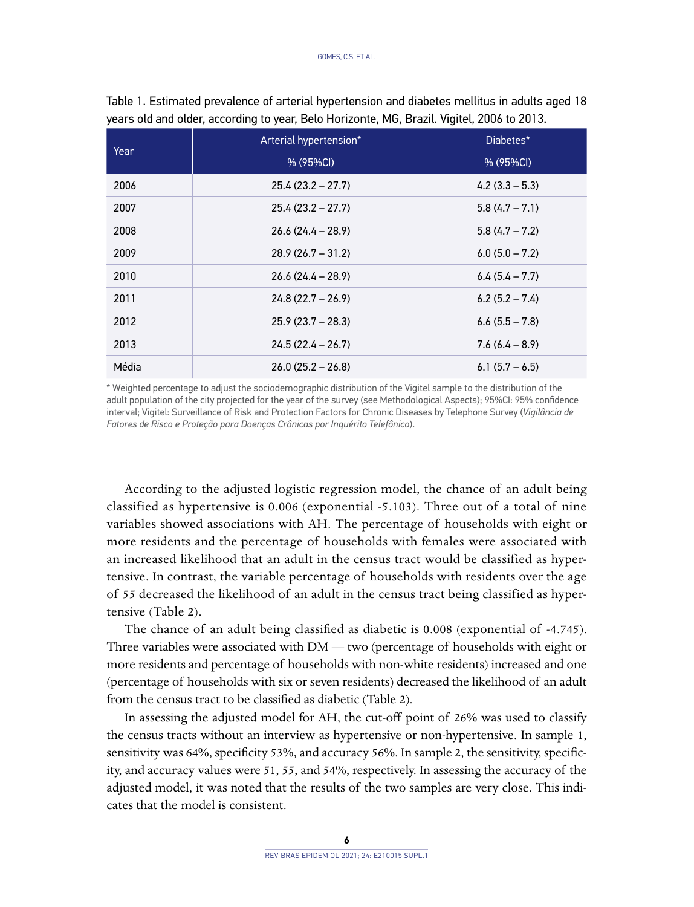Table 1. Estimated prevalence of arterial hypertension and diabetes mellitus in adults aged 18 years old and older, according to year, Belo Horizonte, MG, Brazil. Vigitel, 2006 to 2013.

| Year | Arterial hypertension* | Diabetes* |
|---|---|---|
| | % (95%CI) | % (95%CI) |
| 2006 | 25.4 (23.2 – 27.7) | 4.2 (3.3 – 5.3) |
| 2007 | 25.4 (23.2 – 27.7) | 5.8 (4.7 – 7.1) |
| 2008 | 26.6 (24.4 – 28.9) | 5.8 (4.7 – 7.2) |
| 2009 | 28.9 (26.7 – 31.2) | 6.0 (5.0 – 7.2) |
| 2010 | 26.6 (24.4 – 28.9) | 6.4 (5.4 – 7.7) |
| 2011 | 24.8 (22.7 – 26.9) | 6.2 (5.2 – 7.4) |
| 2012 | 25.9 (23.7 – 28.3) | 6.6 (5.5 – 7.8) |
| 2013 | 24.5 (22.4 – 26.7) | 7.6 (6.4 – 8.9) |
| Média | 26.0 (25.2 – 26.8) | 6.1 (5.7 – 6.5) |

* Weighted percentage to adjust the sociodemographic distribution of the Vigitel sample to the distribution of the adult population of the city projected for the year of the survey (see Methodological Aspects); 95%CI: 95% confidence interval; Vigitel: Surveillance of Risk and Protection Factors for Chronic Diseases by Telephone Survey (*Vigilância de Fatores de Risco e Proteção para Doenças Crônicas por Inquérito Telefônico*).

According to the adjusted logistic regression model, the chance of an adult being classified as hypertensive is 0.006 (exponential -5.103). Three out of a total of nine variables showed associations with AH. The percentage of households with eight or more residents and the percentage of households with females were associated with an increased likelihood that an adult in the census tract would be classified as hypertensive. In contrast, the variable percentage of households with residents over the age of 55 decreased the likelihood of an adult in the census tract being classified as hypertensive (Table 2).

The chance of an adult being classified as diabetic is 0.008 (exponential of -4.745). Three variables were associated with DM — two (percentage of households with eight or more residents and percentage of households with non-white residents) increased and one (percentage of households with six or seven residents) decreased the likelihood of an adult from the census tract to be classified as diabetic (Table 2).

In assessing the adjusted model for AH, the cut-off point of 26% was used to classify the census tracts without an interview as hypertensive or non-hypertensive. In sample 1, sensitivity was 64%, specificity 53%, and accuracy 56%. In sample 2, the sensitivity, specificity, and accuracy values were 51, 55, and 54%, respectively. In assessing the accuracy of the adjusted model, it was noted that the results of the two samples are very close. This indicates that the model is consistent.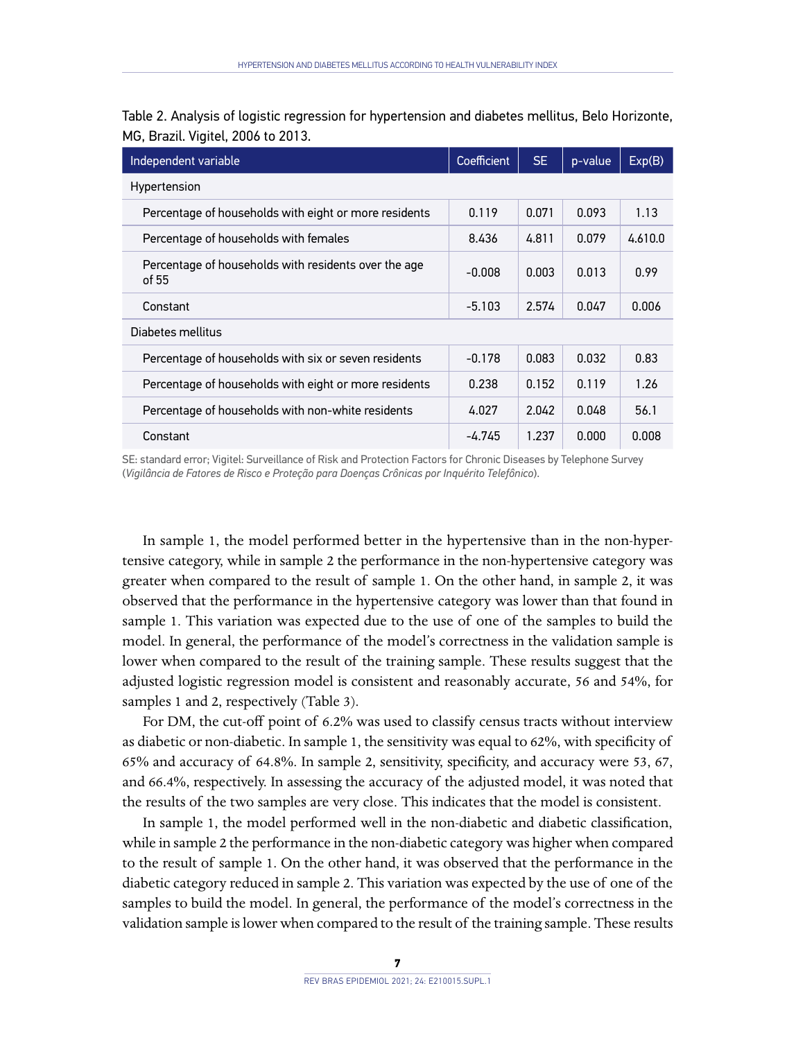Table 2. Analysis of logistic regression for hypertension and diabetes mellitus, Belo Horizonte, MG, Brazil. Vigitel, 2006 to 2013.

| Independent variable | Coefficient | SE | p-value | Exp(B) |
|---|---|---|---|---|
| Hypertension | | | | |
| Percentage of households with eight or more residents | 0.119 | 0.071 | 0.093 | 1.13 |
| Percentage of households with females | 8.436 | 4.811 | 0.079 | 4.610.0 |
| Percentage of households with residents over the age of 55 | -0.008 | 0.003 | 0.013 | 0.99 |
| Constant | -5.103 | 2.574 | 0.047 | 0.006 |
| Diabetes mellitus | | | | |
| Percentage of households with six or seven residents | -0.178 | 0.083 | 0.032 | 0.83 |
| Percentage of households with eight or more residents | 0.238 | 0.152 | 0.119 | 1.26 |
| Percentage of households with non-white residents | 4.027 | 2.042 | 0.048 | 56.1 |
| Constant | -4.745 | 1.237 | 0.000 | 0.008 |

SE: standard error; Vigitel: Surveillance of Risk and Protection Factors for Chronic Diseases by Telephone Survey (*Vigilância de Fatores de Risco e Proteção para Doenças Crônicas por Inquérito Telefônico*).

In sample 1, the model performed better in the hypertensive than in the non-hypertensive category, while in sample 2 the performance in the non-hypertensive category was greater when compared to the result of sample 1. On the other hand, in sample 2, it was observed that the performance in the hypertensive category was lower than that found in sample 1. This variation was expected due to the use of one of the samples to build the model. In general, the performance of the model's correctness in the validation sample is lower when compared to the result of the training sample. These results suggest that the adjusted logistic regression model is consistent and reasonably accurate, 56 and 54%, for samples 1 and 2, respectively (Table 3).

For DM, the cut-off point of 6.2% was used to classify census tracts without interview as diabetic or non-diabetic. In sample 1, the sensitivity was equal to 62%, with specificity of 65% and accuracy of 64.8%. In sample 2, sensitivity, specificity, and accuracy were 53, 67, and 66.4%, respectively. In assessing the accuracy of the adjusted model, it was noted that the results of the two samples are very close. This indicates that the model is consistent.

In sample 1, the model performed well in the non-diabetic and diabetic classification, while in sample 2 the performance in the non-diabetic category was higher when compared to the result of sample 1. On the other hand, it was observed that the performance in the diabetic category reduced in sample 2. This variation was expected by the use of one of the samples to build the model. In general, the performance of the model's correctness in the validation sample is lower when compared to the result of the training sample. These results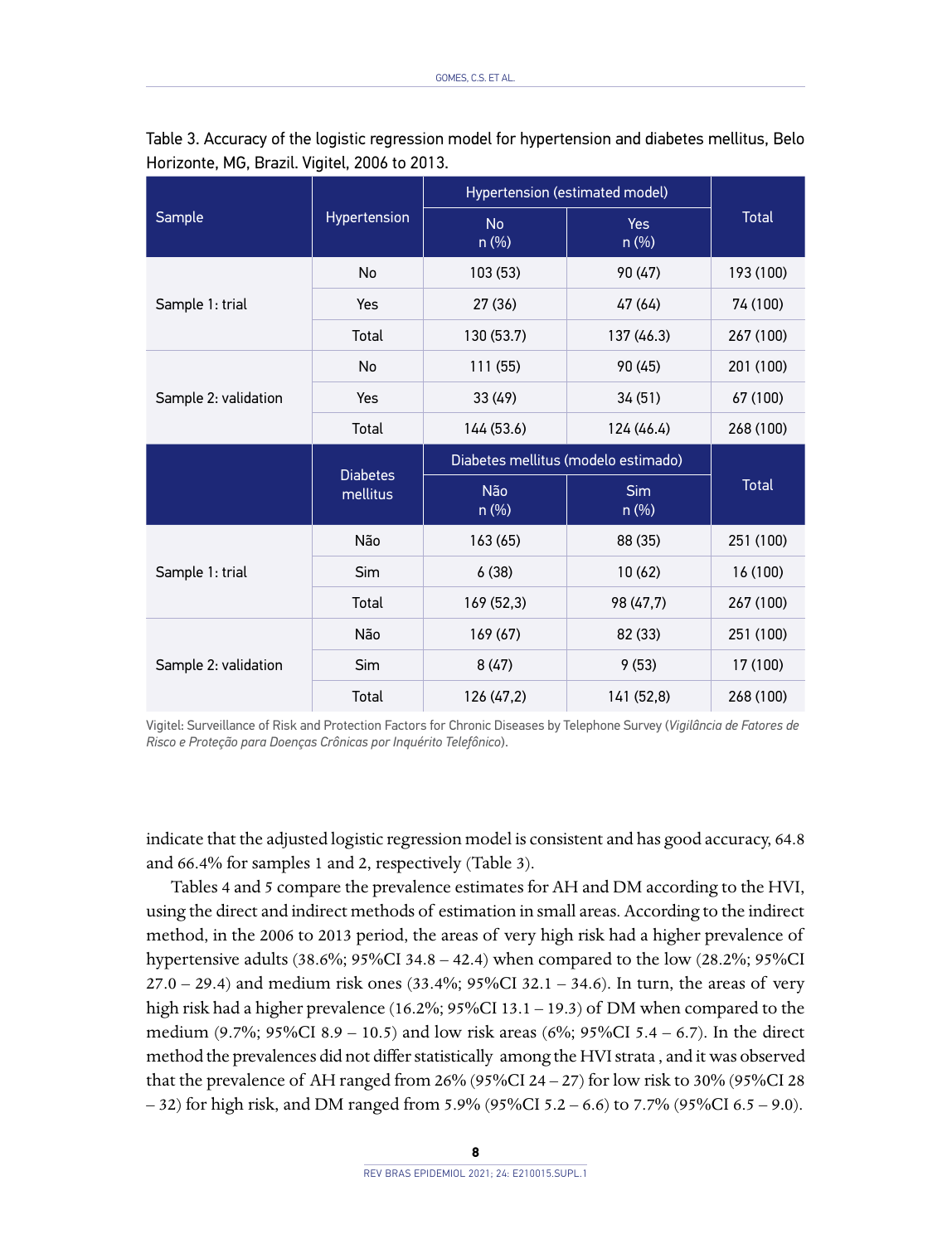Table 3. Accuracy of the logistic regression model for hypertension and diabetes mellitus, Belo Horizonte, MG, Brazil. Vigitel, 2006 to 2013.

| Sample | Hypertension | Hypertension (estimated model) | | Total |
|---|---|---|---|---|
| | | No n (%) | Yes n (%) | |
| Sample 1: trial | No | 103 (53) | 90 (47) | 193 (100) |
| | Yes | 27 (36) | 47 (64) | 74 (100) |
| | Total | 130 (53.7) | 137 (46.3) | 267 (100) |
| Sample 2: validation | No | 111 (55) | 90 (45) | 201 (100) |
| | Yes | 33 (49) | 34 (51) | 67 (100) |
| | Total | 144 (53.6) | 124 (46.4) | 268 (100) |
| | Diabetes mellitus | Diabetes mellitus (modelo estimado) | | Total |
| | | Não n (%) | Sim n (%) | |
| Sample 1: trial | Não | 163 (65) | 88 (35) | 251 (100) |
| | Sim | 6 (38) | 10 (62) | 16 (100) |
| | Total | 169 (52,3) | 98 (47,7) | 267 (100) |
| Sample 2: validation | Não | 169 (67) | 82 (33) | 251 (100) |
| | Sim | 8 (47) | 9 (53) | 17 (100) |
| | Total | 126 (47,2) | 141 (52,8) | 268 (100) |

Vigitel: Surveillance of Risk and Protection Factors for Chronic Diseases by Telephone Survey (*Vigilância de Fatores de Risco e Proteção para Doenças Crônicas por Inquérito Telefônico*).

indicate that the adjusted logistic regression model is consistent and has good accuracy, 64.8 and 66.4% for samples 1 and 2, respectively (Table 3).

Tables 4 and 5 compare the prevalence estimates for AH and DM according to the HVI, using the direct and indirect methods of estimation in small areas. According to the indirect method, in the 2006 to 2013 period, the areas of very high risk had a higher prevalence of hypertensive adults (38.6%; 95%CI 34.8 – 42.4) when compared to the low (28.2%; 95%CI 27.0 – 29.4) and medium risk ones (33.4%; 95%CI 32.1 – 34.6). In turn, the areas of very high risk had a higher prevalence (16.2%; 95%CI 13.1 – 19.3) of DM when compared to the medium (9.7%; 95%CI 8.9 – 10.5) and low risk areas (6%; 95%CI 5.4 – 6.7). In the direct method the prevalences did not differ statistically among the HVI strata , and it was observed that the prevalence of AH ranged from 26% (95%CI 24 – 27) for low risk to 30% (95%CI 28 – 32) for high risk, and DM ranged from 5.9% (95%CI 5.2 – 6.6) to 7.7% (95%CI 6.5 – 9.0).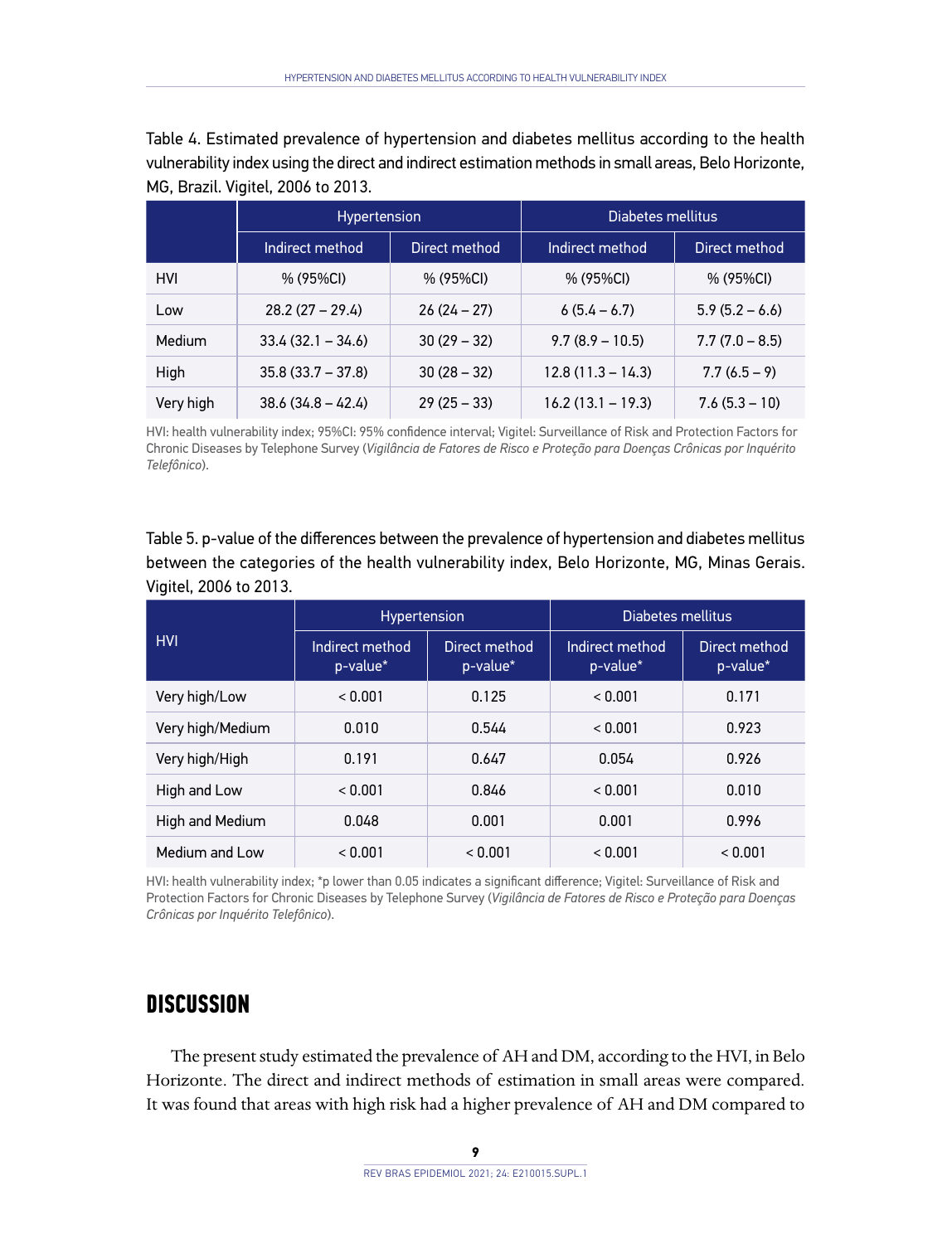Table 4. Estimated prevalence of hypertension and diabetes mellitus according to the health vulnerability index using the direct and indirect estimation methods in small areas, Belo Horizonte, MG, Brazil. Vigitel, 2006 to 2013.

| | Hypertension | | Diabetes mellitus | |
|---|---|---|---|---|
| | Indirect method | Direct method | Indirect method | Direct method |
| HVI | % (95%CI) | % (95%CI) | % (95%CI) | % (95%CI) |
| Low | 28.2 (27 – 29.4) | 26 (24 – 27) | 6 (5.4 – 6.7) | 5.9 (5.2 – 6.6) |
| Medium | 33.4 (32.1 – 34.6) | 30 (29 – 32) | 9.7 (8.9 – 10.5) | 7.7 (7.0 – 8.5) |
| High | 35.8 (33.7 – 37.8) | 30 (28 – 32) | 12.8 (11.3 – 14.3) | 7.7 (6.5 – 9) |
| Very high | 38.6 (34.8 – 42.4) | 29 (25 – 33) | 16.2 (13.1 – 19.3) | 7.6 (5.3 – 10) |

HVI: health vulnerability index; 95%CI: 95% confidence interval; Vigitel: Surveillance of Risk and Protection Factors for Chronic Diseases by Telephone Survey (*Vigilância de Fatores de Risco e Proteção para Doenças Crônicas por Inquérito Telefônico*).

Table 5. p-value of the differences between the prevalence of hypertension and diabetes mellitus between the categories of the health vulnerability index, Belo Horizonte, MG, Minas Gerais. Vigitel, 2006 to 2013.

| HVI | Hypertension | | Diabetes mellitus | |
|---|---|---|---|---|
| | Indirect method p-value* | Direct method p-value* | Indirect method p-value* | Direct method p-value* |
| Very high/Low | < 0.001 | 0.125 | < 0.001 | 0.171 |
| Very high/Medium | 0.010 | 0.544 | < 0.001 | 0.923 |
| Very high/High | 0.191 | 0.647 | 0.054 | 0.926 |
| High and Low | < 0.001 | 0.846 | < 0.001 | 0.010 |
| High and Medium | 0.048 | 0.001 | 0.001 | 0.996 |
| Medium and Low | < 0.001 | < 0.001 | < 0.001 | < 0.001 |

HVI: health vulnerability index; *p lower than 0.05 indicates a significant difference; Vigitel: Surveillance of Risk and Protection Factors for Chronic Diseases by Telephone Survey (*Vigilância de Fatores de Risco e Proteção para Doenças Crônicas por Inquérito Telefônico*).

## DISCUSSION

The present study estimated the prevalence of AH and DM, according to the HVI, in Belo Horizonte. The direct and indirect methods of estimation in small areas were compared. It was found that areas with high risk had a higher prevalence of AH and DM compared to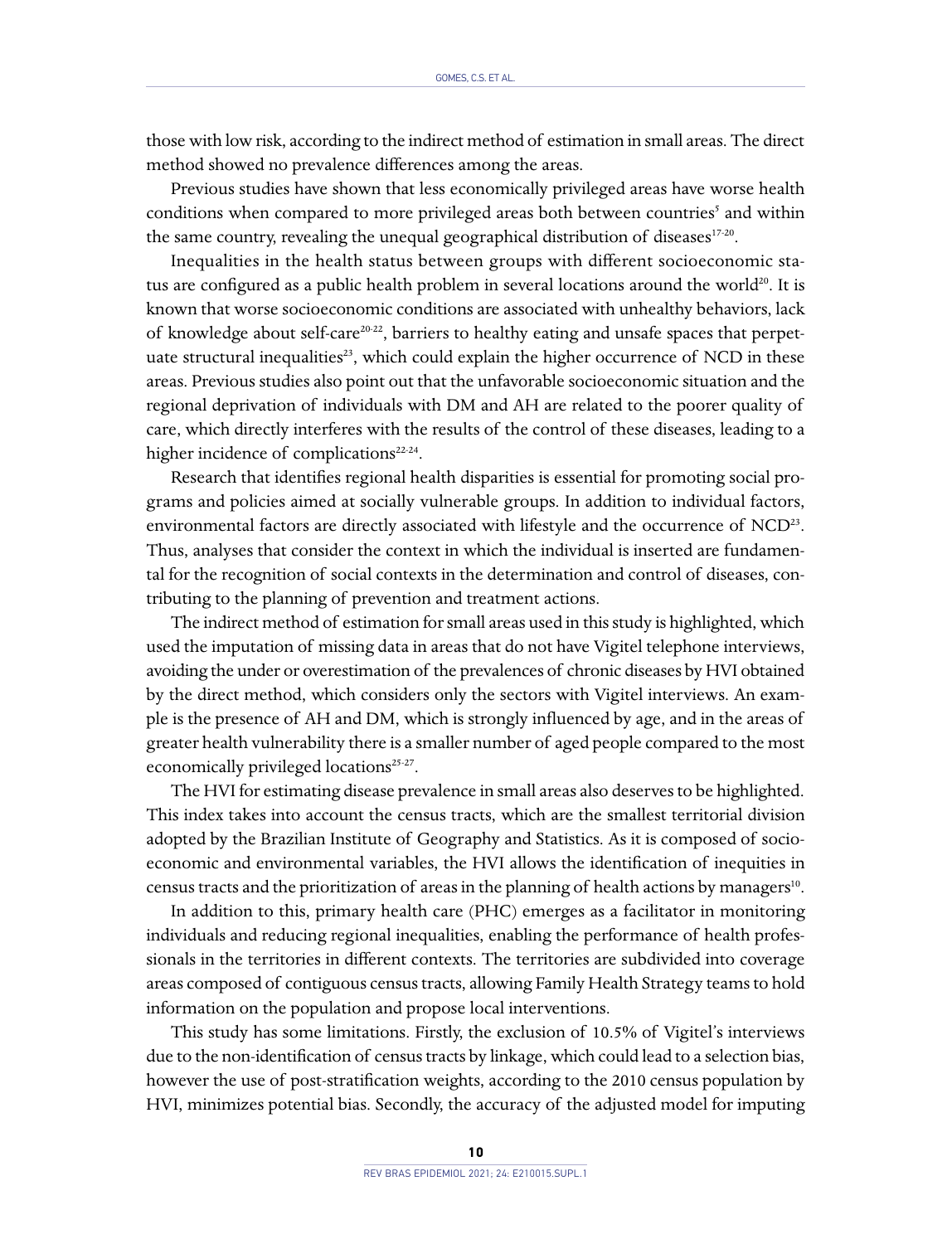those with low risk, according to the indirect method of estimation in small areas. The direct method showed no prevalence differences among the areas.

Previous studies have shown that less economically privileged areas have worse health conditions when compared to more privileged areas both between countries[5] and within the same country, revealing the unequal geographical distribution of diseases[17-20].

Inequalities in the health status between groups with different socioeconomic status are configured as a public health problem in several locations around the world[20]. It is known that worse socioeconomic conditions are associated with unhealthy behaviors, lack of knowledge about self-care[20-22], barriers to healthy eating and unsafe spaces that perpetuate structural inequalities[23], which could explain the higher occurrence of NCD in these areas. Previous studies also point out that the unfavorable socioeconomic situation and the regional deprivation of individuals with DM and AH are related to the poorer quality of care, which directly interferes with the results of the control of these diseases, leading to a higher incidence of complications[22-24].

Research that identifies regional health disparities is essential for promoting social programs and policies aimed at socially vulnerable groups. In addition to individual factors, environmental factors are directly associated with lifestyle and the occurrence of NCD[23]. Thus, analyses that consider the context in which the individual is inserted are fundamental for the recognition of social contexts in the determination and control of diseases, contributing to the planning of prevention and treatment actions.

The indirect method of estimation for small areas used in this study is highlighted, which used the imputation of missing data in areas that do not have Vigitel telephone interviews, avoiding the under or overestimation of the prevalences of chronic diseases by HVI obtained by the direct method, which considers only the sectors with Vigitel interviews. An example is the presence of AH and DM, which is strongly influenced by age, and in the areas of greater health vulnerability there is a smaller number of aged people compared to the most economically privileged locations[25-27].

The HVI for estimating disease prevalence in small areas also deserves to be highlighted. This index takes into account the census tracts, which are the smallest territorial division adopted by the Brazilian Institute of Geography and Statistics. As it is composed of socioeconomic and environmental variables, the HVI allows the identification of inequities in census tracts and the prioritization of areas in the planning of health actions by managers[10].

In addition to this, primary health care (PHC) emerges as a facilitator in monitoring individuals and reducing regional inequalities, enabling the performance of health professionals in the territories in different contexts. The territories are subdivided into coverage areas composed of contiguous census tracts, allowing Family Health Strategy teams to hold information on the population and propose local interventions.

This study has some limitations. Firstly, the exclusion of 10.5% of Vigitel's interviews due to the non-identification of census tracts by linkage, which could lead to a selection bias, however the use of post-stratification weights, according to the 2010 census population by HVI, minimizes potential bias. Secondly, the accuracy of the adjusted model for imputing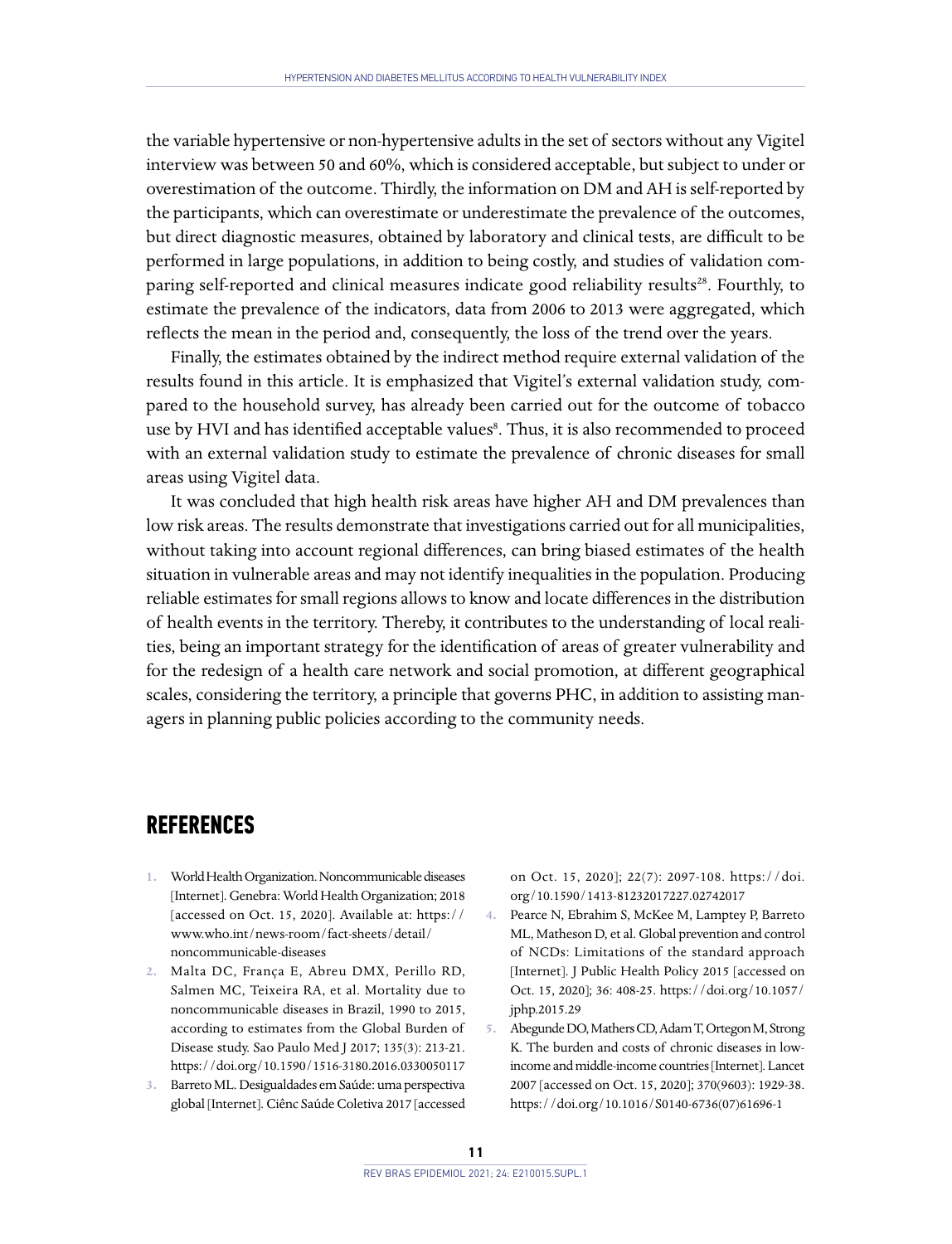the variable hypertensive or non-hypertensive adults in the set of sectors without any Vigitel interview was between 50 and 60%, which is considered acceptable, but subject to under or overestimation of the outcome. Thirdly, the information on DM and AH is self-reported by the participants, which can overestimate or underestimate the prevalence of the outcomes, but direct diagnostic measures, obtained by laboratory and clinical tests, are difficult to be performed in large populations, in addition to being costly, and studies of validation comparing self-reported and clinical measures indicate good reliability results[28]. Fourthly, to estimate the prevalence of the indicators, data from 2006 to 2013 were aggregated, which reflects the mean in the period and, consequently, the loss of the trend over the years.

Finally, the estimates obtained by the indirect method require external validation of the results found in this article. It is emphasized that Vigitel's external validation study, compared to the household survey, has already been carried out for the outcome of tobacco use by HVI and has identified acceptable values[8]. Thus, it is also recommended to proceed with an external validation study to estimate the prevalence of chronic diseases for small areas using Vigitel data.

It was concluded that high health risk areas have higher AH and DM prevalences than low risk areas. The results demonstrate that investigations carried out for all municipalities, without taking into account regional differences, can bring biased estimates of the health situation in vulnerable areas and may not identify inequalities in the population. Producing reliable estimates for small regions allows to know and locate differences in the distribution of health events in the territory. Thereby, it contributes to the understanding of local realities, being an important strategy for the identification of areas of greater vulnerability and for the redesign of a health care network and social promotion, at different geographical scales, considering the territory, a principle that governs PHC, in addition to assisting managers in planning public policies according to the community needs.

## REFERENCES

1. World Health Organization. Noncommunicable diseases [Internet]. Genebra: World Health Organization; 2018 [accessed on Oct. 15, 2020]. Available at: https://www.who.int/news-room/fact-sheets/detail/noncommunicable-diseases
2. Malta DC, França E, Abreu DMX, Perillo RD, Salmen MC, Teixeira RA, et al. Mortality due to noncommunicable diseases in Brazil, 1990 to 2015, according to estimates from the Global Burden of Disease study. Sao Paulo Med J 2017; 135(3): 213-21. https://doi.org/10.1590/1516-3180.2016.0330050117
3. Barreto ML. Desigualdades em Saúde: uma perspectiva global [Internet]. Ciênc Saúde Coletiva 2017 [accessed on Oct. 15, 2020]; 22(7): 2097-108. https://doi.org/10.1590/1413-81232017227.02742017
4. Pearce N, Ebrahim S, McKee M, Lamptey P, Barreto ML, Matheson D, et al. Global prevention and control of NCDs: Limitations of the standard approach [Internet]. J Public Health Policy 2015 [accessed on Oct. 15, 2020]; 36: 408-25. https://doi.org/10.1057/jphp.2015.29
5. Abegunde DO, Mathers CD, Adam T, Ortegon M, Strong K. The burden and costs of chronic diseases in low-income and middle-income countries [Internet]. Lancet 2007 [accessed on Oct. 15, 2020]; 370(9603): 1929-38. https://doi.org/10.1016/S0140-6736(07)61696-1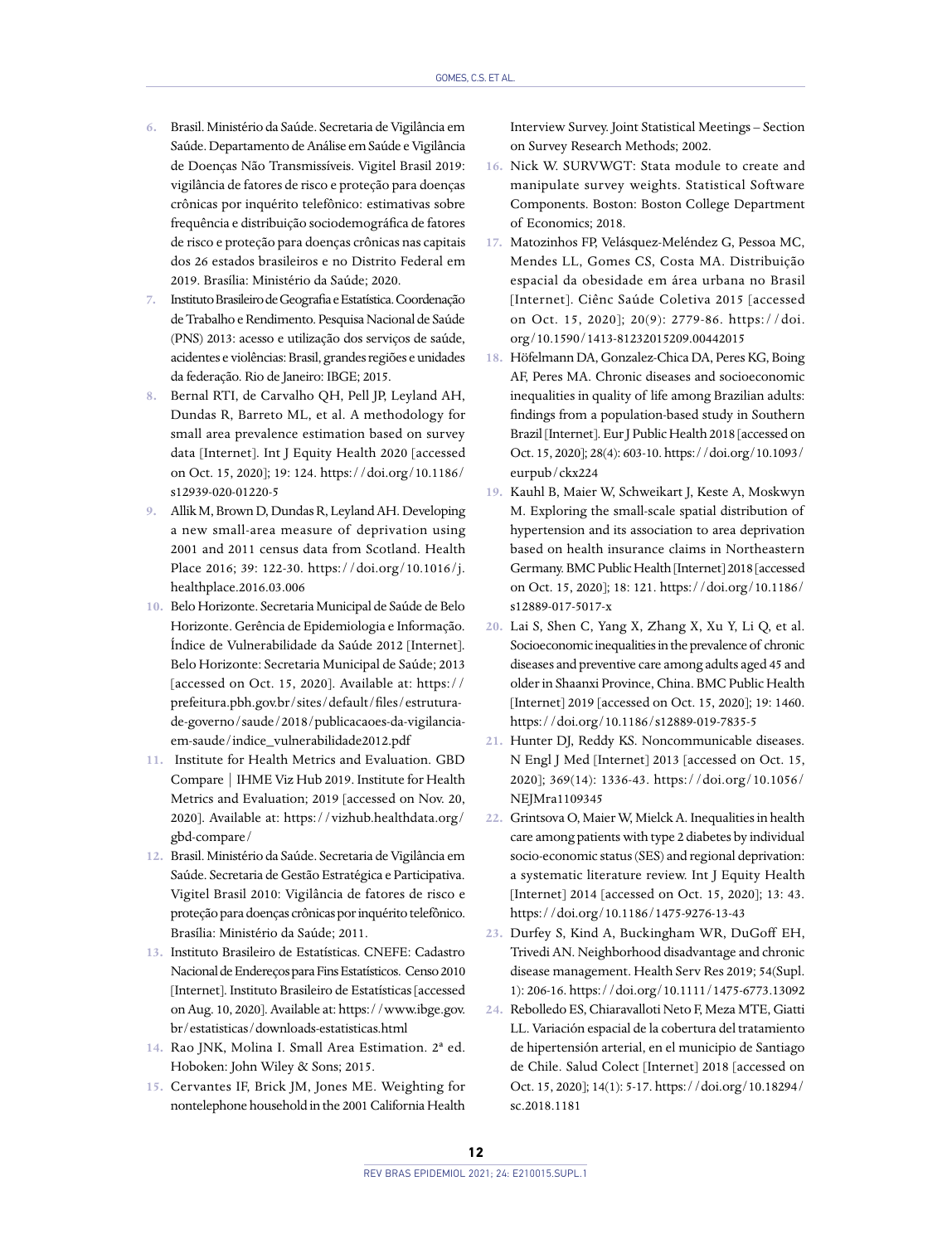6. Brasil. Ministério da Saúde. Secretaria de Vigilância em Saúde. Departamento de Análise em Saúde e Vigilância de Doenças Não Transmissíveis. Vigitel Brasil 2019: vigilância de fatores de risco e proteção para doenças crônicas por inquérito telefônico: estimativas sobre frequência e distribuição sociodemográfica de fatores de risco e proteção para doenças crônicas nas capitais dos 26 estados brasileiros e no Distrito Federal em 2019. Brasília: Ministério da Saúde; 2020.
7. Instituto Brasileiro de Geografia e Estatística. Coordenação de Trabalho e Rendimento. Pesquisa Nacional de Saúde (PNS) 2013: acesso e utilização dos serviços de saúde, acidentes e violências: Brasil, grandes regiões e unidades da federação. Rio de Janeiro: IBGE; 2015.
8. Bernal RTI, de Carvalho QH, Pell JP, Leyland AH, Dundas R, Barreto ML, et al. A methodology for small area prevalence estimation based on survey data [Internet]. Int J Equity Health 2020 [accessed on Oct. 15, 2020]; 19: 124. https://doi.org/10.1186/s12939-020-01220-5
9. Allik M, Brown D, Dundas R, Leyland AH. Developing a new small-area measure of deprivation using 2001 and 2011 census data from Scotland. Health Place 2016; 39: 122-30. https://doi.org/10.1016/j.healthplace.2016.03.006
10. Belo Horizonte. Secretaria Municipal de Saúde de Belo Horizonte. Gerência de Epidemiologia e Informação. Índice de Vulnerabilidade da Saúde 2012 [Internet]. Belo Horizonte: Secretaria Municipal de Saúde; 2013 [accessed on Oct. 15, 2020]. Available at: https://prefeitura.pbh.gov.br/sites/default/files/estrutura-de-governo/saude/2018/publicacaoes-da-vigilancia-em-saude/indice_vulnerabilidade2012.pdf
11. Institute for Health Metrics and Evaluation. GBD Compare | IHME Viz Hub 2019. Institute for Health Metrics and Evaluation; 2019 [accessed on Nov. 20, 2020]. Available at: https://vizhub.healthdata.org/gbd-compare/
12. Brasil. Ministério da Saúde. Secretaria de Vigilância em Saúde. Secretaria de Gestão Estratégica e Participativa. Vigitel Brasil 2010: Vigilância de fatores de risco e proteção para doenças crônicas por inquérito telefônico. Brasília: Ministério da Saúde; 2011.
13. Instituto Brasileiro de Estatísticas. CNEFE: Cadastro Nacional de Endereços para Fins Estatísticos. Censo 2010 [Internet]. Instituto Brasileiro de Estatísticas [accessed on Aug. 10, 2020]. Available at: https://www.ibge.gov.br/estatisticas/downloads-estatisticas.html
14. Rao JNK, Molina I. Small Area Estimation. 2ª ed. Hoboken: John Wiley & Sons; 2015.
15. Cervantes IF, Brick JM, Jones ME. Weighting for nontelephone household in the 2001 California Health Interview Survey. Joint Statistical Meetings – Section on Survey Research Methods; 2002.
16. Nick W. SURVWGT: Stata module to create and manipulate survey weights. Statistical Software Components. Boston: Boston College Department of Economics; 2018.
17. Matozinhos FP, Velásquez-Meléndez G, Pessoa MC, Mendes LL, Gomes CS, Costa MA. Distribuição espacial da obesidade em área urbana no Brasil [Internet]. Ciênc Saúde Coletiva 2015 [accessed on Oct. 15, 2020]; 20(9): 2779-86. https://doi.org/10.1590/1413-81232015209.00442015
18. Höfelmann DA, Gonzalez-Chica DA, Peres KG, Boing AF, Peres MA. Chronic diseases and socioeconomic inequalities in quality of life among Brazilian adults: findings from a population-based study in Southern Brazil [Internet]. Eur J Public Health 2018 [accessed on Oct. 15, 2020]; 28(4): 603-10. https://doi.org/10.1093/eurpub/ckx224
19. Kauhl B, Maier W, Schweikart J, Keste A, Moskwyn M. Exploring the small-scale spatial distribution of hypertension and its association to area deprivation based on health insurance claims in Northeastern Germany. BMC Public Health [Internet] 2018 [accessed on Oct. 15, 2020]; 18: 121. https://doi.org/10.1186/s12889-017-5017-x
20. Lai S, Shen C, Yang X, Zhang X, Xu Y, Li Q, et al. Socioeconomic inequalities in the prevalence of chronic diseases and preventive care among adults aged 45 and older in Shaanxi Province, China. BMC Public Health [Internet] 2019 [accessed on Oct. 15, 2020]; 19: 1460. https://doi.org/10.1186/s12889-019-7835-5
21. Hunter DJ, Reddy KS. Noncommunicable diseases. N Engl J Med [Internet] 2013 [accessed on Oct. 15, 2020]; 369(14): 1336-43. https://doi.org/10.1056/NEJMra1109345
22. Grintsova O, Maier W, Mielck A. Inequalities in health care among patients with type 2 diabetes by individual socio-economic status (SES) and regional deprivation: a systematic literature review. Int J Equity Health [Internet] 2014 [accessed on Oct. 15, 2020]; 13: 43. https://doi.org/10.1186/1475-9276-13-43
23. Durfey S, Kind A, Buckingham WR, DuGoff EH, Trivedi AN. Neighborhood disadvantage and chronic disease management. Health Serv Res 2019; 54(Supl. 1): 206-16. https://doi.org/10.1111/1475-6773.13092
24. Rebolledo ES, Chiaravalloti Neto F, Meza MTE, Giatti LL. Variación espacial de la cobertura del tratamiento de hipertensión arterial, en el municipio de Santiago de Chile. Salud Colect [Internet] 2018 [accessed on Oct. 15, 2020]; 14(1): 5-17. https://doi.org/10.18294/sc.2018.1181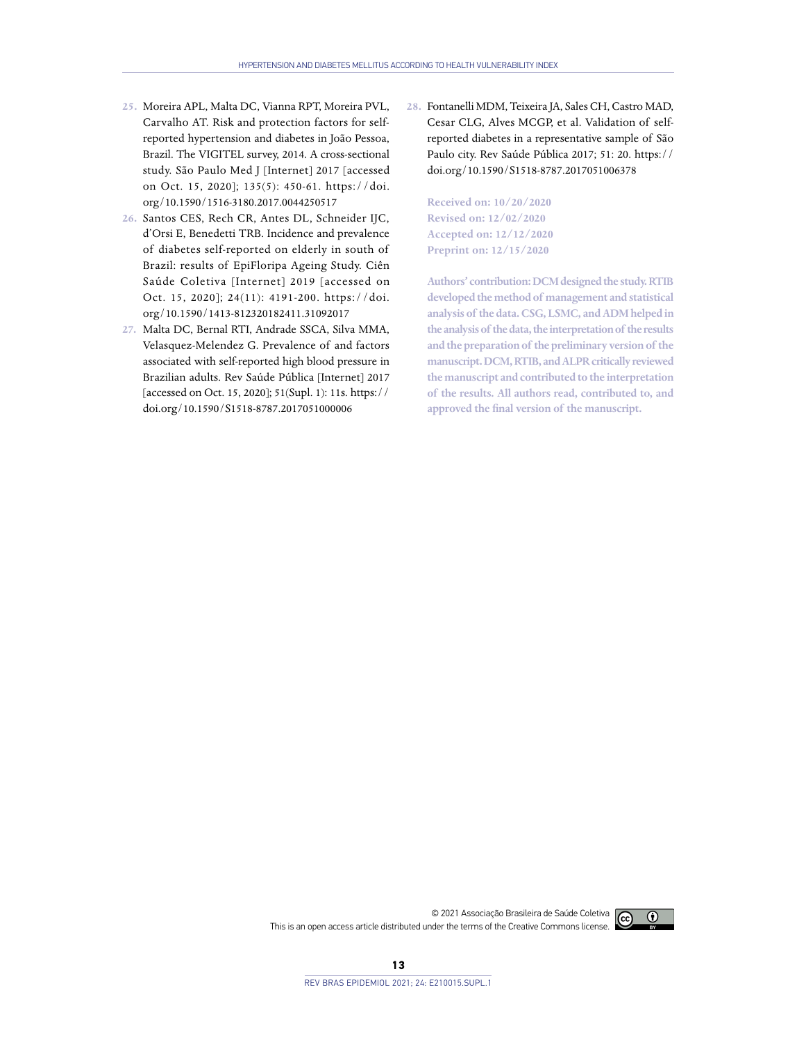25. Moreira APL, Malta DC, Vianna RPT, Moreira PVL, Carvalho AT. Risk and protection factors for self-reported hypertension and diabetes in João Pessoa, Brazil. The VIGITEL survey, 2014. A cross-sectional study. São Paulo Med J [Internet] 2017 [accessed on Oct. 15, 2020]; 135(5): 450-61. https://doi.org/10.1590/1516-3180.2017.0044250517
26. Santos CES, Rech CR, Antes DL, Schneider IJC, d'Orsi E, Benedetti TRB. Incidence and prevalence of diabetes self-reported on elderly in south of Brazil: results of EpiFloripa Ageing Study. Ciên Saúde Coletiva [Internet] 2019 [accessed on Oct. 15, 2020]; 24(11): 4191-200. https://doi.org/10.1590/1413-812320182411.31092017
27. Malta DC, Bernal RTI, Andrade SSCA, Silva MMA, Velasquez-Melendez G. Prevalence of and factors associated with self-reported high blood pressure in Brazilian adults. Rev Saúde Pública [Internet] 2017 [accessed on Oct. 15, 2020]; 51(Supl. 1): 11s. https://doi.org/10.1590/S1518-8787.2017051000006
28. Fontanelli MDM, Teixeira JA, Sales CH, Castro MAD, Cesar CLG, Alves MCGP, et al. Validation of self-reported diabetes in a representative sample of São Paulo city. Rev Saúde Pública 2017; 51: 20. https://doi.org/10.1590/S1518-8787.2017051006378

**Received on: 10/20/2020**
**Revised on: 12/02/2020**
**Accepted on: 12/12/2020**
**Preprint on: 12/15/2020**

**Authors' contribution: DCM designed the study. RTIB developed the method of management and statistical analysis of the data. CSG, LSMC, and ADM helped in the analysis of the data, the interpretation of the results and the preparation of the preliminary version of the manuscript. DCM, RTIB, and ALPR critically reviewed the manuscript and contributed to the interpretation of the results. All authors read, contributed to, and approved the final version of the manuscript.**

© 2021 Associação Brasileira de Saúde Coletiva
This is an open access article distributed under the terms of the Creative Commons license.